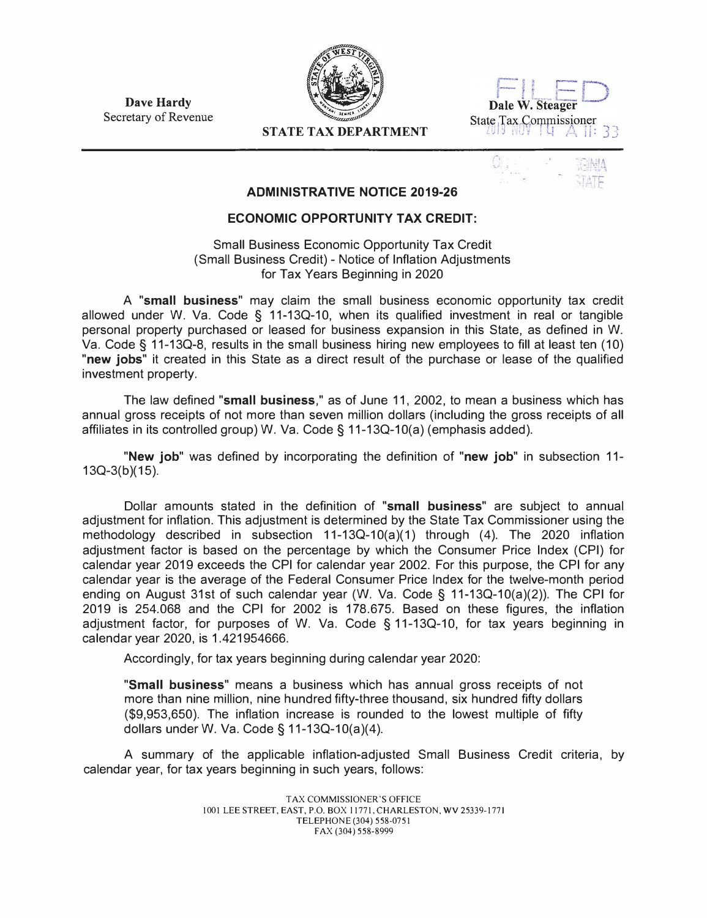Dave Hardy
Secretary of Revenue

**STATE TAX DEPARTMENT**

Dale W. Steager
State Tax Commissioner

FILED
2019 NOV 14 A 11: 33

## ADMINISTRATIVE NOTICE 2019-26

## ECONOMIC OPPORTUNITY TAX CREDIT:

Small Business Economic Opportunity Tax Credit (Small Business Credit) - Notice of Inflation Adjustments for Tax Years Beginning in 2020

A "**small business**" may claim the small business economic opportunity tax credit allowed under W. Va. Code § 11-13Q-10, when its qualified investment in real or tangible personal property purchased or leased for business expansion in this State, as defined in W. Va. Code § 11-13Q-8, results in the small business hiring new employees to fill at least ten (10) "**new jobs**" it created in this State as a direct result of the purchase or lease of the qualified investment property.

The law defined "**small business**," as of June 11, 2002, to mean a business which has annual gross receipts of not more than seven million dollars (including the gross receipts of all affiliates in its controlled group) W. Va. Code § 11-13Q-10(a) (emphasis added).

"**New job**" was defined by incorporating the definition of "**new job**" in subsection 11-13Q-3(b)(15).

Dollar amounts stated in the definition of "**small business**" are subject to annual adjustment for inflation. This adjustment is determined by the State Tax Commissioner using the methodology described in subsection 11-13Q-10(a)(1) through (4). The 2020 inflation adjustment factor is based on the percentage by which the Consumer Price Index (CPI) for calendar year 2019 exceeds the CPI for calendar year 2002. For this purpose, the CPI for any calendar year is the average of the Federal Consumer Price Index for the twelve-month period ending on August 31st of such calendar year (W. Va. Code § 11-13Q-10(a)(2)). The CPI for 2019 is 254.068 and the CPI for 2002 is 178.675. Based on these figures, the inflation adjustment factor, for purposes of W. Va. Code § 11-13Q-10, for tax years beginning in calendar year 2020, is 1.421954666.

Accordingly, for tax years beginning during calendar year 2020:

> "**Small business**" means a business which has annual gross receipts of not more than nine million, nine hundred fifty-three thousand, six hundred fifty dollars ($9,953,650). The inflation increase is rounded to the lowest multiple of fifty dollars under W. Va. Code § 11-13Q-10(a)(4).

A summary of the applicable inflation-adjusted Small Business Credit criteria, by calendar year, for tax years beginning in such years, follows:

TAX COMMISSIONER'S OFFICE
1001 LEE STREET, EAST, P.O. BOX 11771, CHARLESTON, WV 25339-1771
TELEPHONE (304) 558-0751
FAX (304) 558-8999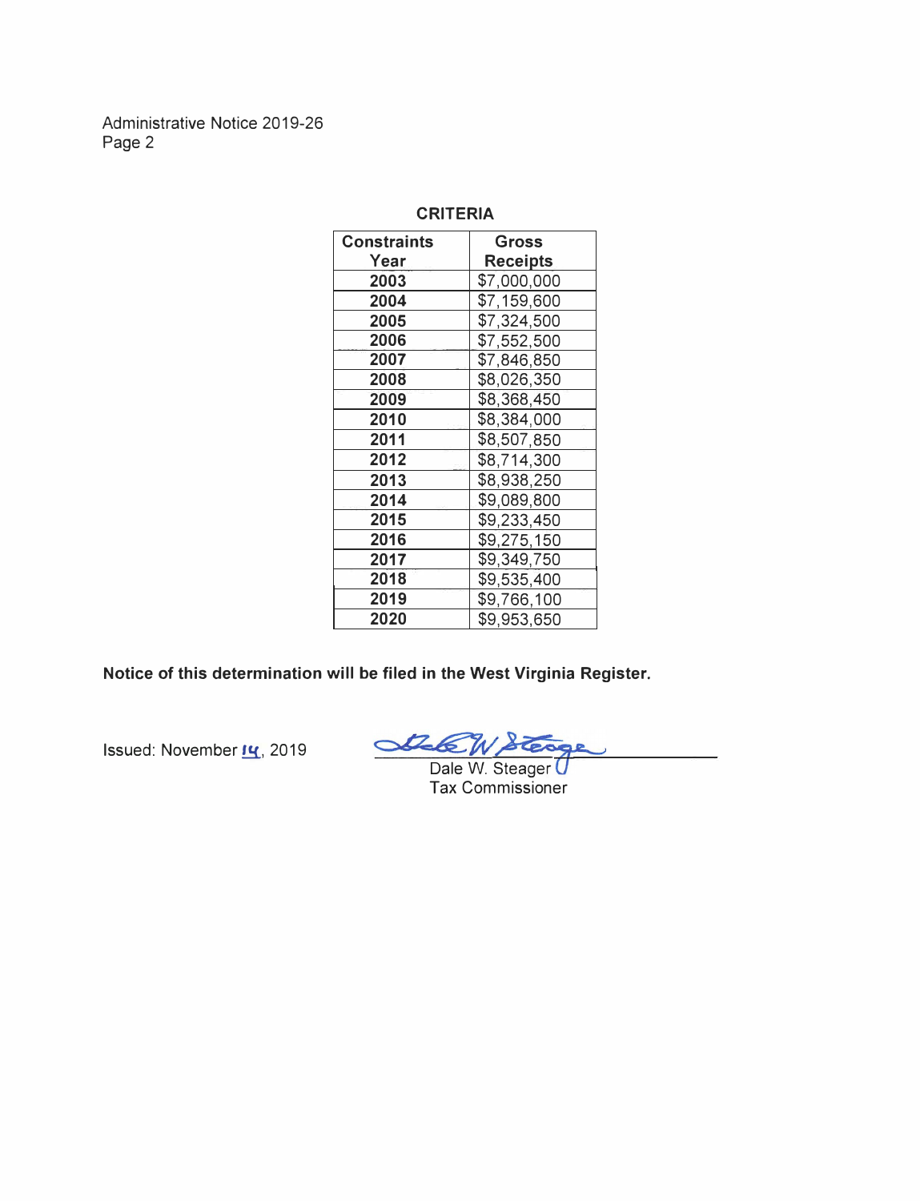Administrative Notice 2019-26
Page 2

**CRITERIA**

| Constraints Year | Gross Receipts |
|---|---|
| **2003** | $7,000,000 |
| **2004** | $7,159,600 |
| **2005** | $7,324,500 |
| **2006** | $7,552,500 |
| **2007** | $7,846,850 |
| **2008** | $8,026,350 |
| **2009** | $8,368,450 |
| **2010** | $8,384,000 |
| **2011** | $8,507,850 |
| **2012** | $8,714,300 |
| **2013** | $8,938,250 |
| **2014** | $9,089,800 |
| **2015** | $9,233,450 |
| **2016** | $9,275,150 |
| **2017** | $9,349,750 |
| **2018** | $9,535,400 |
| **2019** | $9,766,100 |
| **2020** | $9,953,650 |

**Notice of this determination will be filed in the West Virginia Register.**

Issued: November 14, 2019

Dale W. Steager
Tax Commissioner